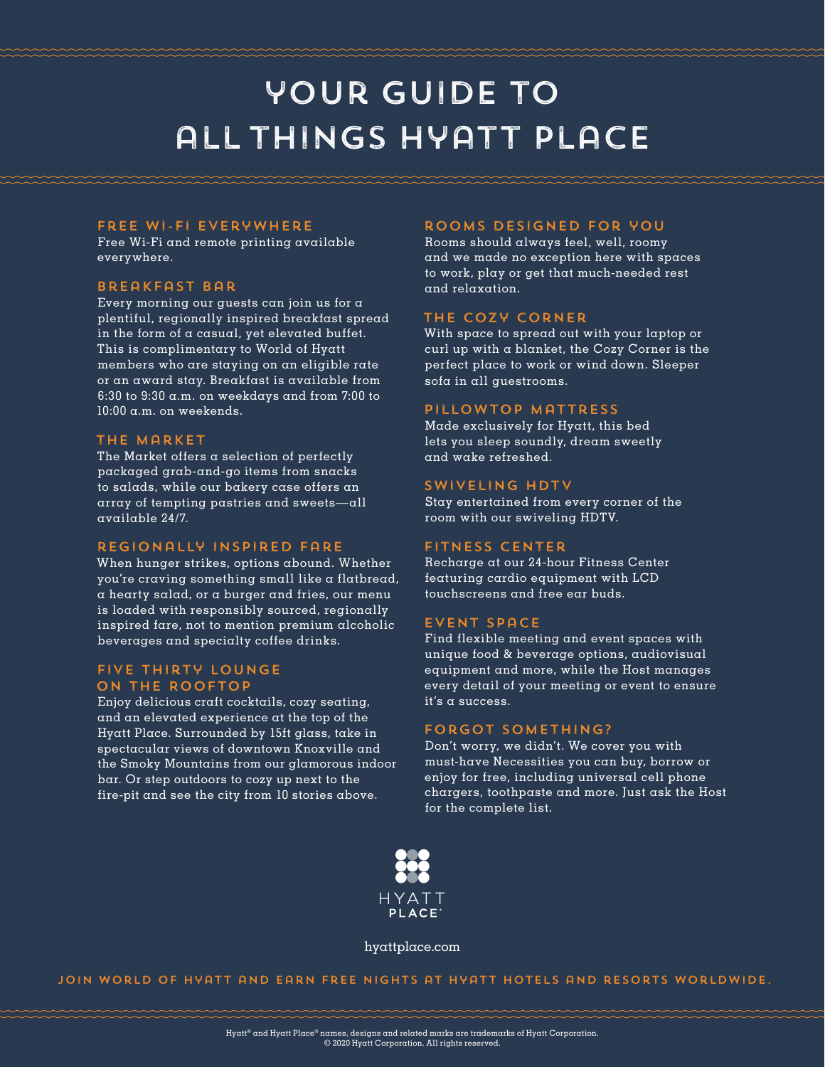# YOUR GUIDE TO ALL THINGS HYATT PLACE

## FREE WI-FI EVERYWHERE

Free Wi-Fi and remote printing available everywhere.

## BREAKFAST BAR

Every morning our guests can join us for a plentiful, regionally inspired breakfast spread in the form of a casual, yet elevated buffet. This is complimentary to World of Hyatt members who are staying on an eligible rate or an award stay. Breakfast is available from 6:30 to 9:30 a.m. on weekdays and from 7:00 to 10:00 a.m. on weekends.

## THE MARKET

The Market offers a selection of perfectly packaged grab-and-go items from snacks to salads, while our bakery case offers an array of tempting pastries and sweets—all available 24/7.

## REGIONALLY INSPIRED FARE

When hunger strikes, options abound. Whether you're craving something small like a flatbread, a hearty salad, or a burger and fries, our menu is loaded with responsibly sourced, regionally inspired fare, not to mention premium alcoholic beverages and specialty coffee drinks.

## FIVE THIRTY LOUNGE ON THE ROOFTOP

Enjoy delicious craft cocktails, cozy seating, and an elevated experience at the top of the Hyatt Place. Surrounded by 15ft glass, take in spectacular views of downtown Knoxville and the Smoky Mountains from our glamorous indoor bar. Or step outdoors to cozy up next to the fire-pit and see the city from 10 stories above.

## ROOMS DESIGNED FOR YOU

Rooms should always feel, well, roomy and we made no exception here with spaces to work, play or get that much-needed rest and relaxation.

## THE COZY CORNER

With space to spread out with your laptop or curl up with a blanket, the Cozy Corner is the perfect place to work or wind down. Sleeper sofa in all guestrooms.

## PILLOWTOP MATTRESS

Made exclusively for Hyatt, this bed lets you sleep soundly, dream sweetly and wake refreshed.

## SWIVELING HDTV

Stay entertained from every corner of the room with our swiveling HDTV.

## FITNESS CENTER

Recharge at our 24-hour Fitness Center featuring cardio equipment with LCD touchscreens and free ear buds.

## EVENT SPACE

Find flexible meeting and event spaces with unique food & beverage options, audiovisual equipment and more, while the Host manages every detail of your meeting or event to ensure it's a success.

## FORGOT SOMETHING?

Don't worry, we didn't. We cover you with must-have Necessities you can buy, borrow or enjoy for free, including universal cell phone chargers, toothpaste and more. Just ask the Host for the complete list.

HYATT PLACE®

hyattplace.com

**JOIN WORLD OF HYATT AND EARN FREE NIGHTS AT HYATT HOTELS AND RESORTS WORLDWIDE.**

Hyatt® and Hyatt Place® names, designs and related marks are trademarks of Hyatt Corporation.
© 2020 Hyatt Corporation. All rights reserved.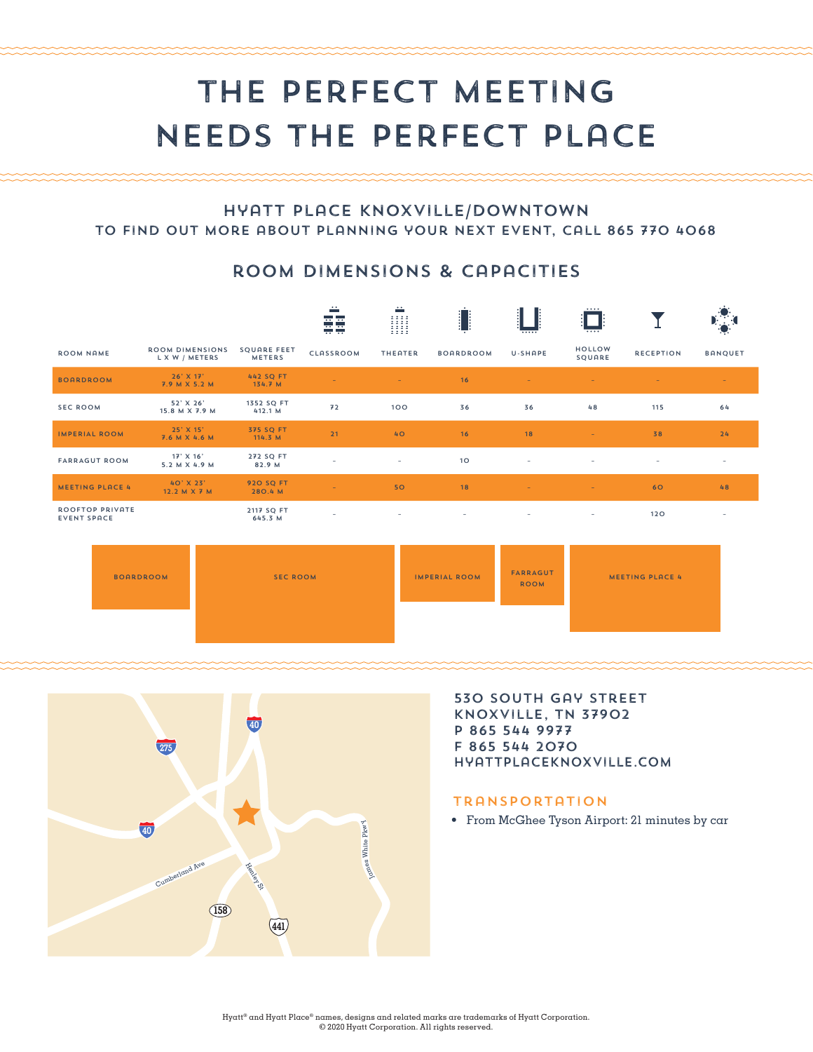# THE PERFECT MEETING NEEDS THE PERFECT PLACE

## HYATT PLACE KNOXVILLE/DOWNTOWN

TO FIND OUT MORE ABOUT PLANNING YOUR NEXT EVENT, CALL 865 770 4068

## ROOM DIMENSIONS & CAPACITIES

| ROOM NAME | ROOM DIMENSIONS L X W / METERS | SQUARE FEET METERS | CLASSROOM | THEATER | BOARDROOM | U-SHAPE | HOLLOW SQUARE | RECEPTION | BANQUET |
|---|---|---|---|---|---|---|---|---|---|
| BOARDROOM | 26' X 17' 7.9 M X 5.2 M | 442 SQ FT 134.7 M | - | - | 16 | - | - | - | - |
| SEC ROOM | 52' X 26' 15.8 M X 7.9 M | 1352 SQ FT 412.1 M | 72 | 100 | 36 | 36 | 48 | 115 | 64 |
| IMPERIAL ROOM | 25' X 15' 7.6 M X 4.6 M | 375 SQ FT 114.3 M | 21 | 40 | 16 | 18 | - | 38 | 24 |
| FARRAGUT ROOM | 17' X 16' 5.2 M X 4.9 M | 272 SQ FT 82.9 M | - | - | 10 | - | - | - | - |
| MEETING PLACE 4 | 40' X 23' 12.2 M X 7 M | 920 SQ FT 280.4 M | - | 50 | 18 | - | - | 60 | 48 |
| ROOFTOP PRIVATE EVENT SPACE | | 2117 SQ FT 645.3 M | - | - | - | - | - | 120 | - |

BOARDROOM

SEC ROOM

IMPERIAL ROOM

FARRAGUT ROOM

MEETING PLACE 4

275

40

40

Cumberland Ave

Henley St

James White Pkwy

158

441

530 SOUTH GAY STREET
KNOXVILLE, TN 37902
P 865 544 9977
F 865 544 2070
HYATTPLACEKNOXVILLE.COM

### TRANSPORTATION

- From McGhee Tyson Airport: 21 minutes by car

Hyatt® and Hyatt Place® names, designs and related marks are trademarks of Hyatt Corporation.
© 2020 Hyatt Corporation. All rights reserved.